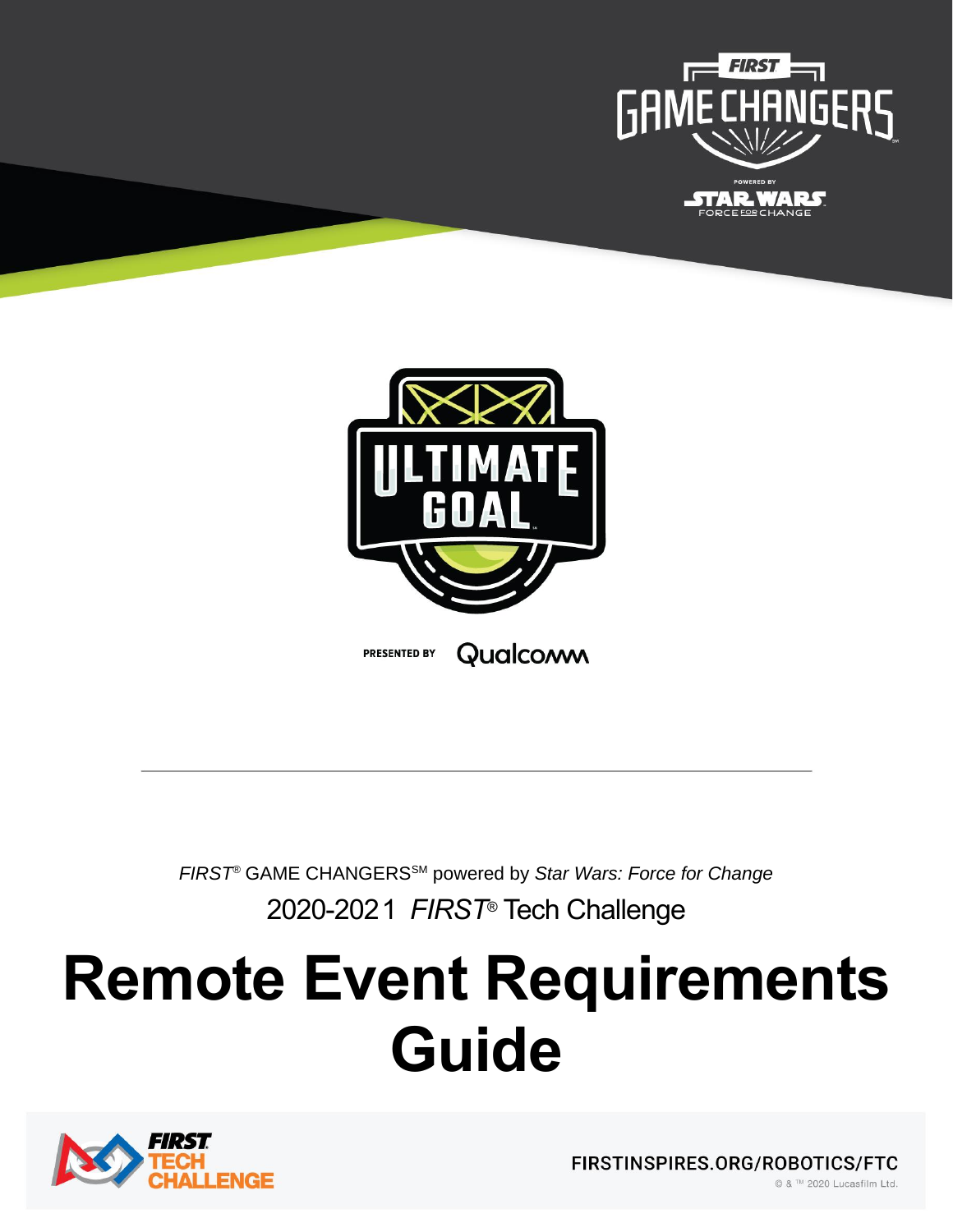FIRST GAME CHANGERS

POWERED BY STAR WARS FORCE FOR CHANGE

ULTIMATE GOAL

PRESENTED BY Qualcomm

*FIRST*® GAME CHANGERS℠ powered by *Star Wars: Force for Change*

2020-2021 *FIRST*® Tech Challenge

# Remote Event Requirements Guide

FIRST TECH CHALLENGE

FIRSTINSPIRES.ORG/ROBOTICS/FTC

© & ™ 2020 Lucasfilm Ltd.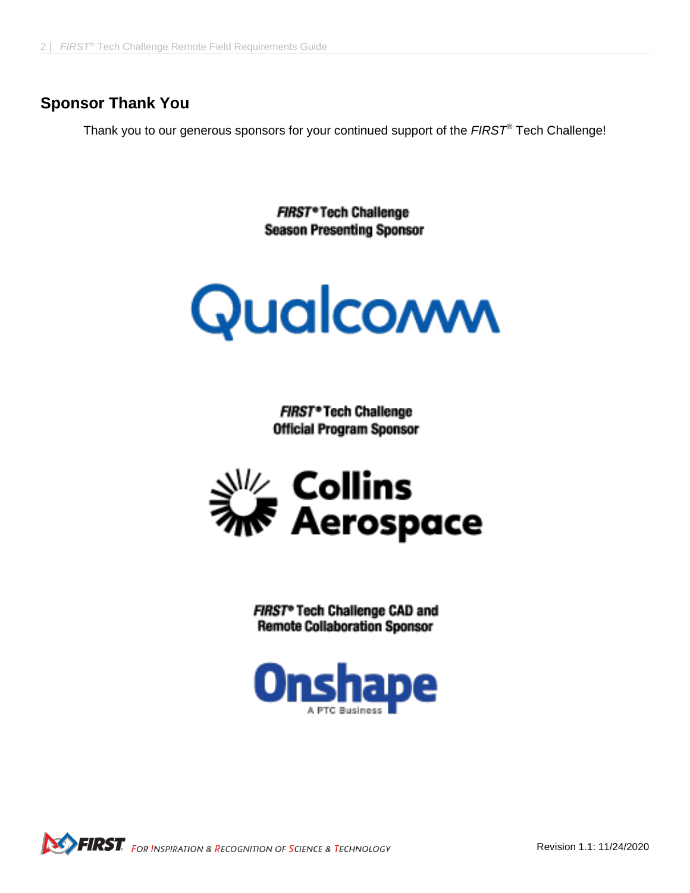## Sponsor Thank You

Thank you to our generous sponsors for your continued support of the *FIRST*® Tech Challenge!

*FIRST*® Tech Challenge
Season Presenting Sponsor

Qualcomm

*FIRST*® Tech Challenge
Official Program Sponsor

Collins Aerospace

*FIRST*® Tech Challenge CAD and
Remote Collaboration Sponsor

Onshape
A PTC Business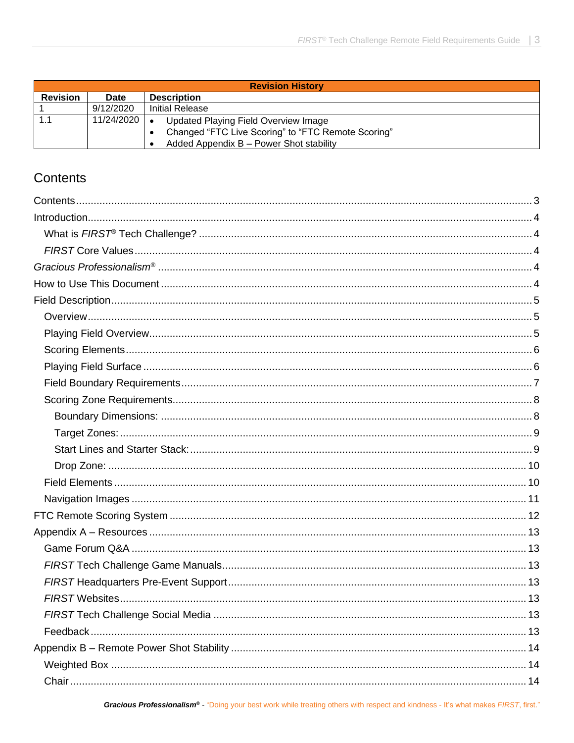| Revision History | | |
|---|---|---|
| **Revision** | **Date** | **Description** |
| 1 | 9/12/2020 | Initial Release |
| 1.1 | 11/24/2020 | • Updated Playing Field Overview Image<br>• Changed "FTC Live Scoring" to "FTC Remote Scoring"<br>• Added Appendix B – Power Shot stability |

# Contents

Contents ........................................................ 3
Introduction ........................................................ 4
- What is *FIRST*® Tech Challenge? ........................................................ 4
- *FIRST* Core Values ........................................................ 4

*Gracious Professionalism*® ........................................................ 4
How to Use This Document ........................................................ 4
Field Description ........................................................ 5
- Overview ........................................................ 5
- Playing Field Overview ........................................................ 5
- Scoring Elements ........................................................ 6
- Playing Field Surface ........................................................ 6
- Field Boundary Requirements ........................................................ 7
- Scoring Zone Requirements ........................................................ 8
  - Boundary Dimensions: ........................................................ 8
  - Target Zones: ........................................................ 9
  - Start Lines and Starter Stack: ........................................................ 9
  - Drop Zone: ........................................................ 10
- Field Elements ........................................................ 10
- Navigation Images ........................................................ 11

FTC Remote Scoring System ........................................................ 12
Appendix A – Resources ........................................................ 13
- Game Forum Q&A ........................................................ 13
- *FIRST* Tech Challenge Game Manuals ........................................................ 13
- *FIRST* Headquarters Pre-Event Support ........................................................ 13
- *FIRST* Websites ........................................................ 13
- *FIRST* Tech Challenge Social Media ........................................................ 13
- Feedback ........................................................ 13

Appendix B – Remote Power Shot Stability ........................................................ 14
- Weighted Box ........................................................ 14
- Chair ........................................................ 14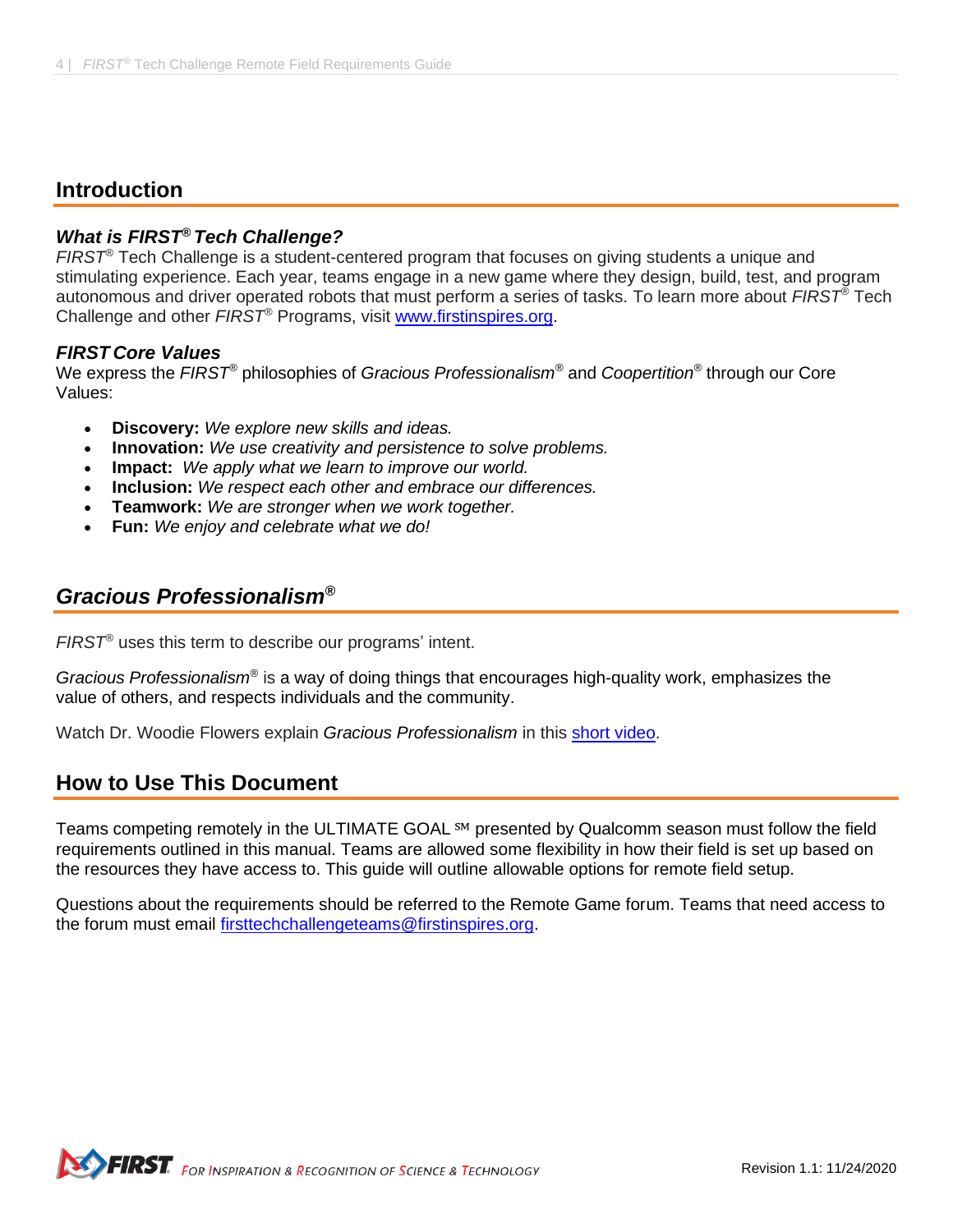# Introduction

### *What is FIRST® Tech Challenge?*

*FIRST®* Tech Challenge is a student-centered program that focuses on giving students a unique and stimulating experience. Each year, teams engage in a new game where they design, build, test, and program autonomous and driver operated robots that must perform a series of tasks. To learn more about *FIRST®* Tech Challenge and other *FIRST®* Programs, visit [www.firstinspires.org](www.firstinspires.org).

### *FIRST Core Values*

We express the *FIRST®* philosophies of *Gracious Professionalism®* and *Coopertition®* through our Core Values:

- **Discovery:** *We explore new skills and ideas.*
- **Innovation:** *We use creativity and persistence to solve problems.*
- **Impact:** *We apply what we learn to improve our world.*
- **Inclusion:** *We respect each other and embrace our differences.*
- **Teamwork:** *We are stronger when we work together.*
- **Fun:** *We enjoy and celebrate what we do!*

## *Gracious Professionalism®*

*FIRST®* uses this term to describe our programs' intent.

*Gracious Professionalism®* is a way of doing things that encourages high-quality work, emphasizes the value of others, and respects individuals and the community.

Watch Dr. Woodie Flowers explain *Gracious Professionalism* in this short video.

## How to Use This Document

Teams competing remotely in the ULTIMATE GOAL ℠ presented by Qualcomm season must follow the field requirements outlined in this manual. Teams are allowed some flexibility in how their field is set up based on the resources they have access to. This guide will outline allowable options for remote field setup.

Questions about the requirements should be referred to the Remote Game forum. Teams that need access to the forum must email firsttechchallengeteams@firstinspires.org.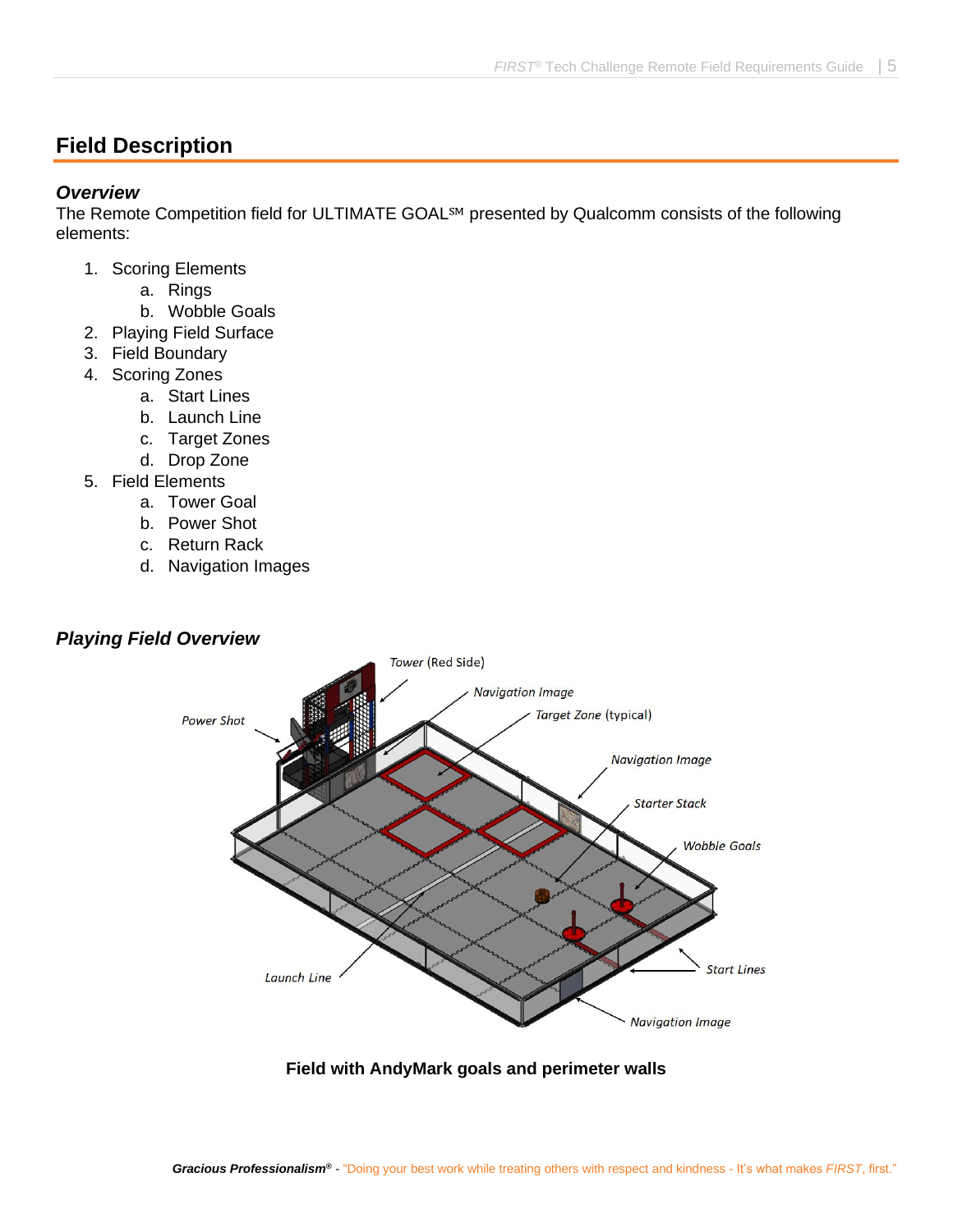## Field Description

### *Overview*

The Remote Competition field for ULTIMATE GOAL℠ presented by Qualcomm consists of the following elements:

1. Scoring Elements
   a. Rings
   b. Wobble Goals
2. Playing Field Surface
3. Field Boundary
4. Scoring Zones
   a. Start Lines
   b. Launch Line
   c. Target Zones
   d. Drop Zone
5. Field Elements
   a. Tower Goal
   b. Power Shot
   c. Return Rack
   d. Navigation Images

### *Playing Field Overview*

Tower (Red Side)
Navigation Image
Target Zone (typical)
Power Shot
Navigation Image
Starter Stack
Wobble Goals
Start Lines
Launch Line
Navigation Image

**Field with AndyMark goals and perimeter walls**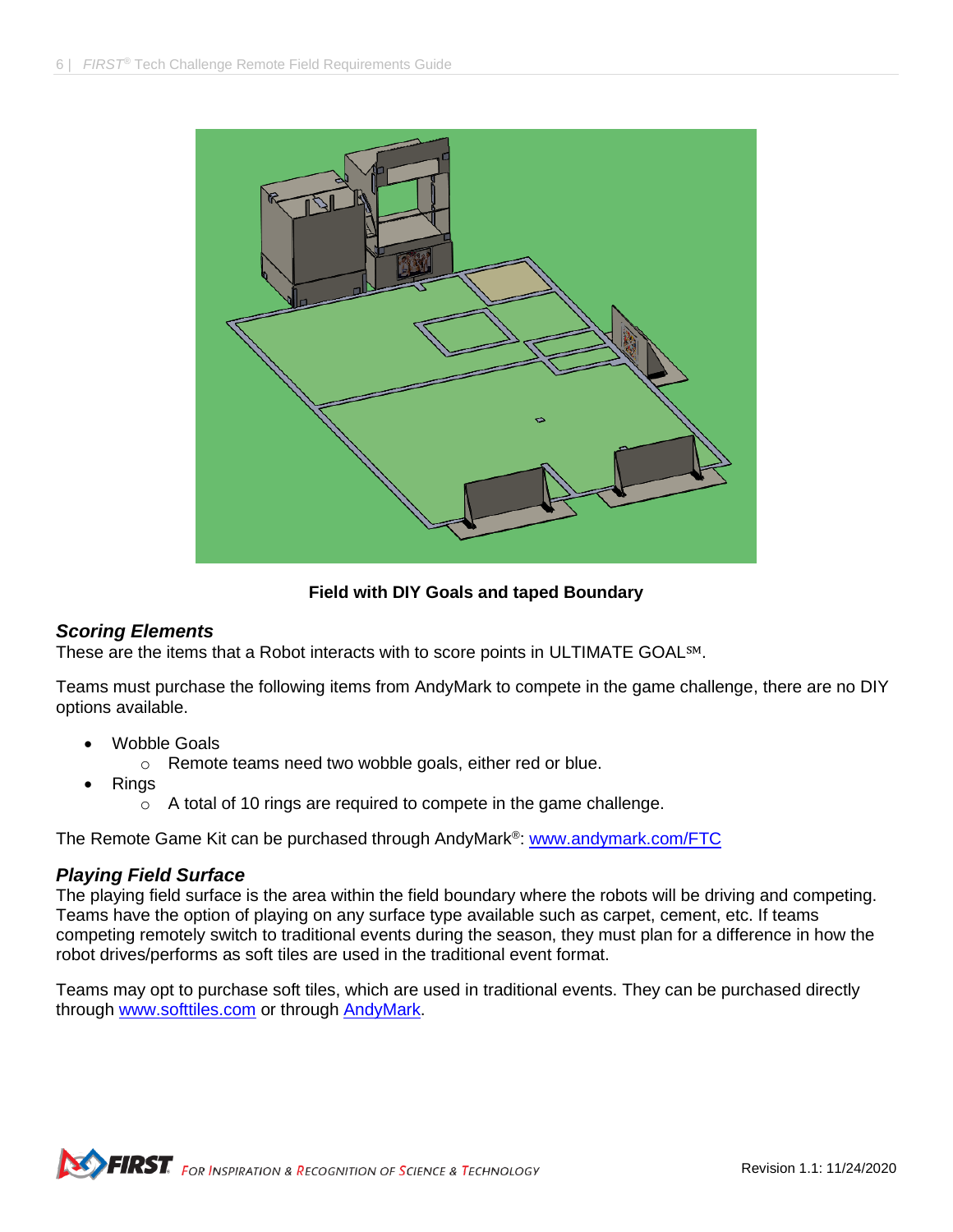**Field with DIY Goals and taped Boundary**

### *Scoring Elements*

These are the items that a Robot interacts with to score points in ULTIMATE GOAL℠.

Teams must purchase the following items from AndyMark to compete in the game challenge, there are no DIY options available.

- Wobble Goals
  - Remote teams need two wobble goals, either red or blue.
- Rings
  - A total of 10 rings are required to compete in the game challenge.

The Remote Game Kit can be purchased through AndyMark®: www.andymark.com/FTC

### *Playing Field Surface*

The playing field surface is the area within the field boundary where the robots will be driving and competing. Teams have the option of playing on any surface type available such as carpet, cement, etc. If teams competing remotely switch to traditional events during the season, they must plan for a difference in how the robot drives/performs as soft tiles are used in the traditional event format.

Teams may opt to purchase soft tiles, which are used in traditional events. They can be purchased directly through www.softtiles.com or through AndyMark.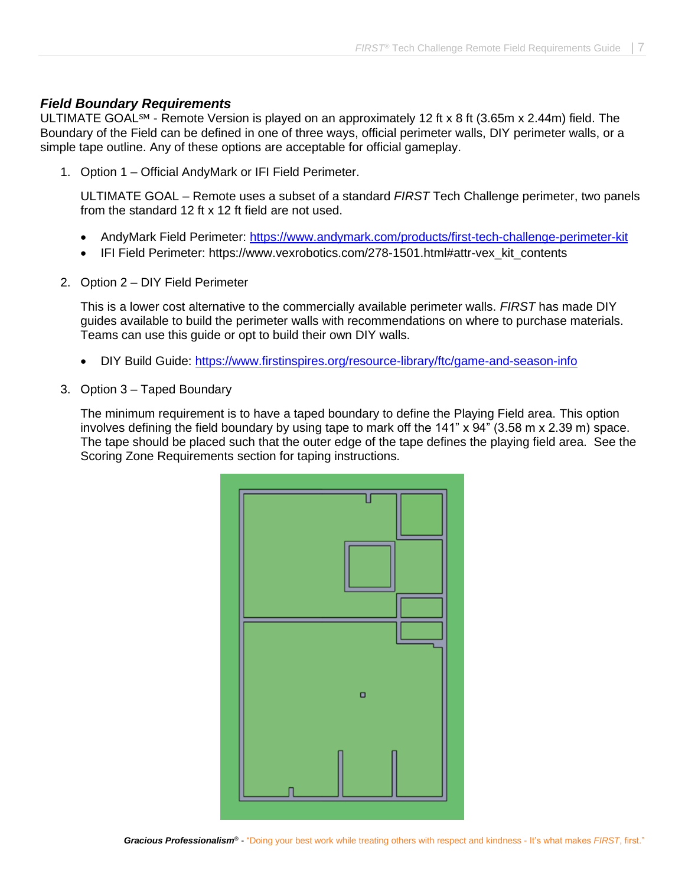### *Field Boundary Requirements*

ULTIMATE GOAL℠ - Remote Version is played on an approximately 12 ft x 8 ft (3.65m x 2.44m) field. The Boundary of the Field can be defined in one of three ways, official perimeter walls, DIY perimeter walls, or a simple tape outline. Any of these options are acceptable for official gameplay.

1. Option 1 – Official AndyMark or IFI Field Perimeter.

   ULTIMATE GOAL – Remote uses a subset of a standard *FIRST* Tech Challenge perimeter, two panels from the standard 12 ft x 12 ft field are not used.

   - AndyMark Field Perimeter: https://www.andymark.com/products/first-tech-challenge-perimeter-kit
   - IFI Field Perimeter: https://www.vexrobotics.com/278-1501.html#attr-vex_kit_contents

2. Option 2 – DIY Field Perimeter

   This is a lower cost alternative to the commercially available perimeter walls. *FIRST* has made DIY guides available to build the perimeter walls with recommendations on where to purchase materials. Teams can use this guide or opt to build their own DIY walls.

   - DIY Build Guide: https://www.firstinspires.org/resource-library/ftc/game-and-season-info

3. Option 3 – Taped Boundary

   The minimum requirement is to have a taped boundary to define the Playing Field area. This option involves defining the field boundary by using tape to mark off the 141" x 94" (3.58 m x 2.39 m) space. The tape should be placed such that the outer edge of the tape defines the playing field area. See the Scoring Zone Requirements section for taping instructions.

**Gracious Professionalism®** - "Doing your best work while treating others with respect and kindness - It's what makes *FIRST*, first."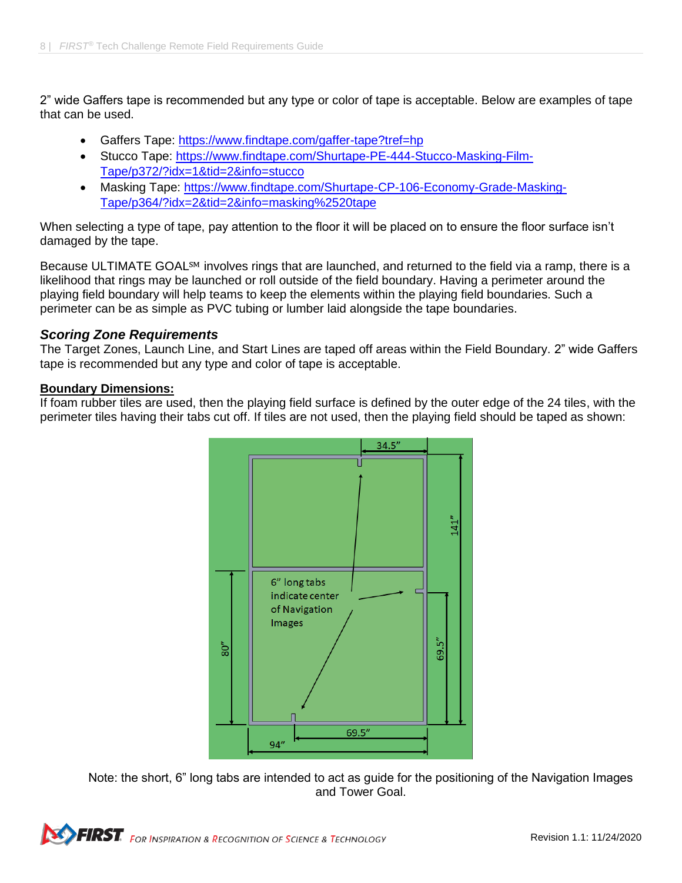2” wide Gaffers tape is recommended but any type or color of tape is acceptable. Below are examples of tape that can be used.

- Gaffers Tape: https://www.findtape.com/gaffer-tape?tref=hp
- Stucco Tape: https://www.findtape.com/Shurtape-PE-444-Stucco-Masking-Film-Tape/p372/?idx=1&tid=2&info=stucco
- Masking Tape: https://www.findtape.com/Shurtape-CP-106-Economy-Grade-Masking-Tape/p364/?idx=2&tid=2&info=masking%2520tape

When selecting a type of tape, pay attention to the floor it will be placed on to ensure the floor surface isn’t damaged by the tape.

Because ULTIMATE GOAL℠ involves rings that are launched, and returned to the field via a ramp, there is a likelihood that rings may be launched or roll outside of the field boundary. Having a perimeter around the playing field boundary will help teams to keep the elements within the playing field boundaries. Such a perimeter can be as simple as PVC tubing or lumber laid alongside the tape boundaries.

### *Scoring Zone Requirements*

The Target Zones, Launch Line, and Start Lines are taped off areas within the Field Boundary. 2” wide Gaffers tape is recommended but any type and color of tape is acceptable.

**Boundary Dimensions:**

If foam rubber tiles are used, then the playing field surface is defined by the outer edge of the 24 tiles, with the perimeter tiles having their tabs cut off. If tiles are not used, then the playing field should be taped as shown:

34.5”
141”
6” long tabs indicate center of Navigation Images
80”
69.5”
69.5”
94”

Note: the short, 6” long tabs are intended to act as guide for the positioning of the Navigation Images and Tower Goal.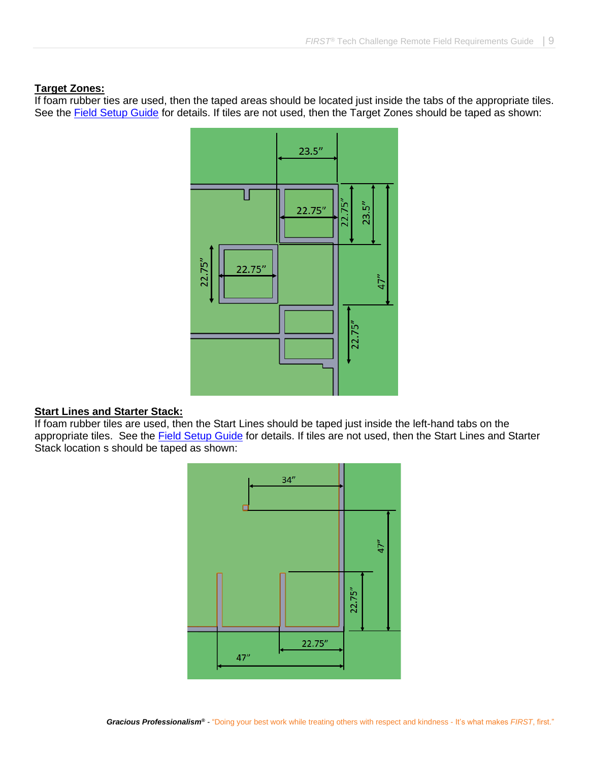**Target Zones:**

If foam rubber ties are used, then the taped areas should be located just inside the tabs of the appropriate tiles. See the Field Setup Guide for details. If tiles are not used, then the Target Zones should be taped as shown:

23.5”
22.75”
22.75”
23.5”
22.75”
22.75”
47”
22.75”

**Start Lines and Starter Stack:**

If foam rubber tiles are used, then the Start Lines should be taped just inside the left-hand tabs on the appropriate tiles. See the Field Setup Guide for details. If tiles are not used, then the Start Lines and Starter Stack location s should be taped as shown:

34”
47”
22.75”
22.75”
47”

***Gracious Professionalism®*** - “Doing your best work while treating others with respect and kindness - It’s what makes *FIRST*, first.”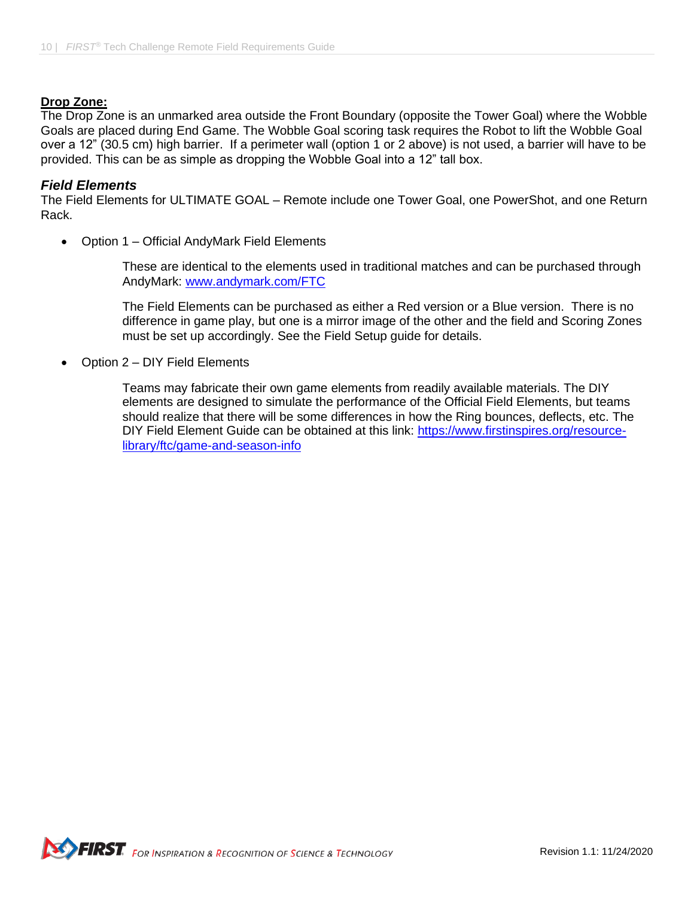**Drop Zone:**

The Drop Zone is an unmarked area outside the Front Boundary (opposite the Tower Goal) where the Wobble Goals are placed during End Game. The Wobble Goal scoring task requires the Robot to lift the Wobble Goal over a 12" (30.5 cm) high barrier. If a perimeter wall (option 1 or 2 above) is not used, a barrier will have to be provided. This can be as simple as dropping the Wobble Goal into a 12" tall box.

### *Field Elements*

The Field Elements for ULTIMATE GOAL – Remote include one Tower Goal, one PowerShot, and one Return Rack.

- Option 1 – Official AndyMark Field Elements

  These are identical to the elements used in traditional matches and can be purchased through AndyMark: [www.andymark.com/FTC](http://www.andymark.com/FTC)

  The Field Elements can be purchased as either a Red version or a Blue version. There is no difference in game play, but one is a mirror image of the other and the field and Scoring Zones must be set up accordingly. See the Field Setup guide for details.

- Option 2 – DIY Field Elements

  Teams may fabricate their own game elements from readily available materials. The DIY elements are designed to simulate the performance of the Official Field Elements, but teams should realize that there will be some differences in how the Ring bounces, deflects, etc. The DIY Field Element Guide can be obtained at this link: [https://www.firstinspires.org/resource-library/ftc/game-and-season-info](https://www.firstinspires.org/resource-library/ftc/game-and-season-info)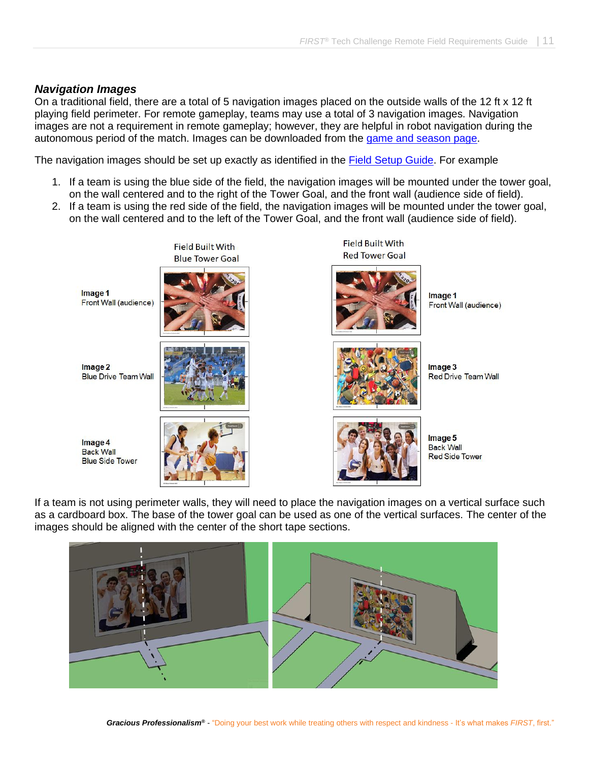### *Navigation Images*

On a traditional field, there are a total of 5 navigation images placed on the outside walls of the 12 ft x 12 ft playing field perimeter. For remote gameplay, teams may use a total of 3 navigation images. Navigation images are not a requirement in remote gameplay; however, they are helpful in robot navigation during the autonomous period of the match. Images can be downloaded from the game and season page.

The navigation images should be set up exactly as identified in the Field Setup Guide. For example

1. If a team is using the blue side of the field, the navigation images will be mounted under the tower goal, on the wall centered and to the right of the Tower Goal, and the front wall (audience side of field).
2. If a team is using the red side of the field, the navigation images will be mounted under the tower goal, on the wall centered and to the left of the Tower Goal, and the front wall (audience side of field).

Field Built With Blue Tower Goal

Image 1
Front Wall (audience)

Image 2
Blue Drive Team Wall

Image 4
Back Wall
Blue Side Tower

Field Built With Red Tower Goal

Image 1
Front Wall (audience)

Image 3
Red Drive Team Wall

Image 5
Back Wall
Red Side Tower

If a team is not using perimeter walls, they will need to place the navigation images on a vertical surface such as a cardboard box. The base of the tower goal can be used as one of the vertical surfaces. The center of the images should be aligned with the center of the short tape sections.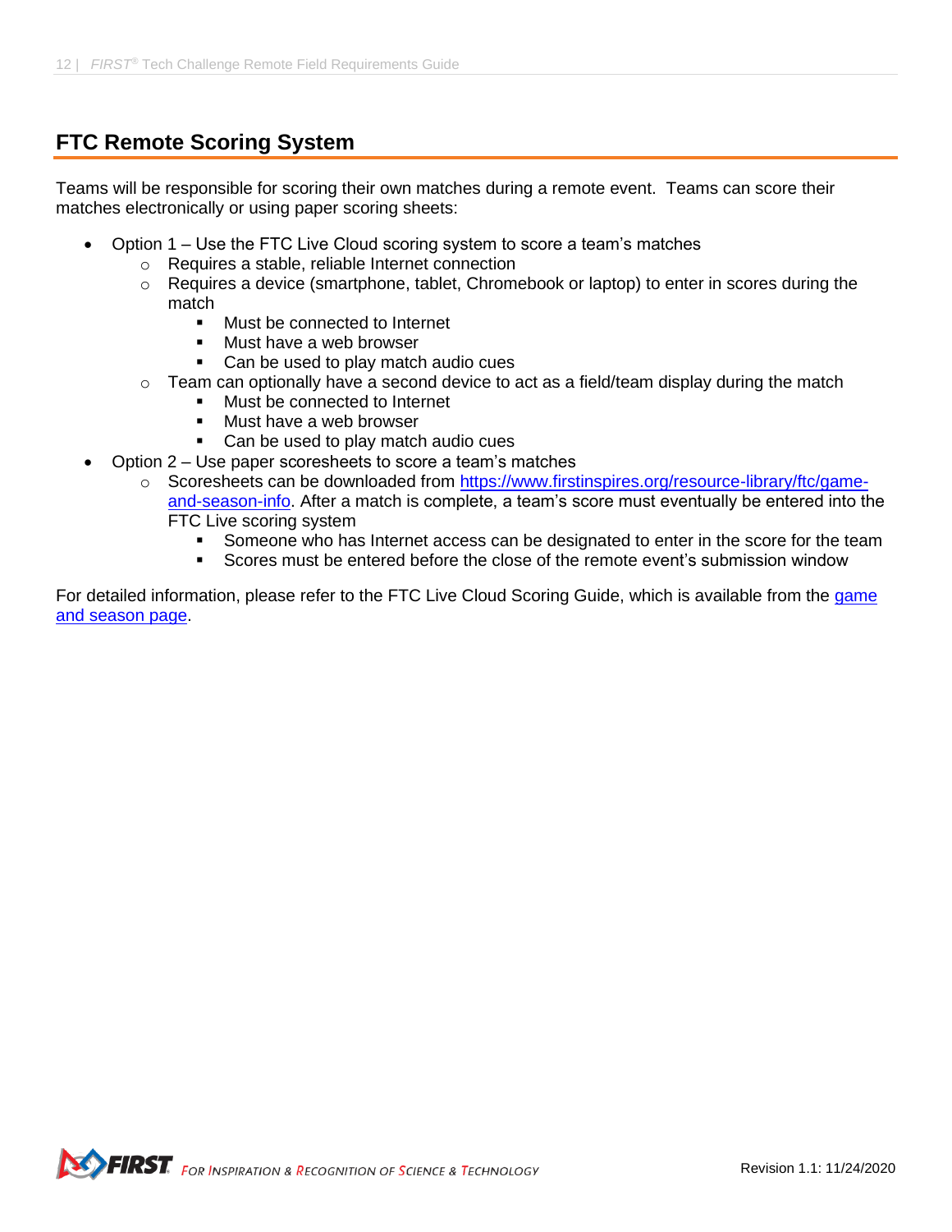## FTC Remote Scoring System

Teams will be responsible for scoring their own matches during a remote event. Teams can score their matches electronically or using paper scoring sheets:

- Option 1 – Use the FTC Live Cloud scoring system to score a team's matches
  - Requires a stable, reliable Internet connection
  - Requires a device (smartphone, tablet, Chromebook or laptop) to enter in scores during the match
    - Must be connected to Internet
    - Must have a web browser
    - Can be used to play match audio cues
  - Team can optionally have a second device to act as a field/team display during the match
    - Must be connected to Internet
    - Must have a web browser
    - Can be used to play match audio cues
- Option 2 – Use paper scoresheets to score a team's matches
  - Scoresheets can be downloaded from [https://www.firstinspires.org/resource-library/ftc/game-and-season-info](https://www.firstinspires.org/resource-library/ftc/game-and-season-info). After a match is complete, a team's score must eventually be entered into the FTC Live scoring system
    - Someone who has Internet access can be designated to enter in the score for the team
    - Scores must be entered before the close of the remote event's submission window

For detailed information, please refer to the FTC Live Cloud Scoring Guide, which is available from the game and season page.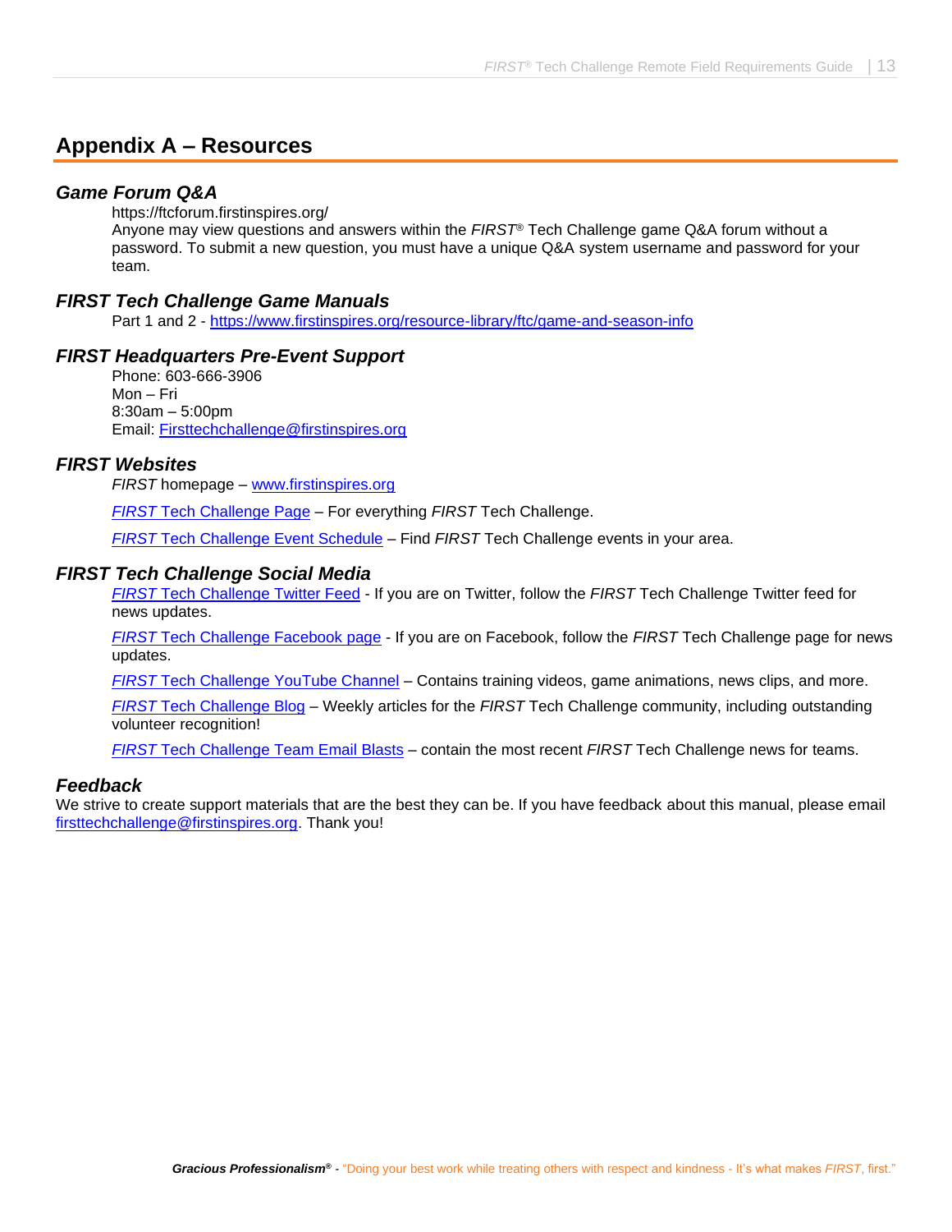# Appendix A – Resources

### *Game Forum Q&A*

https://ftcforum.firstinspires.org/

Anyone may view questions and answers within the *FIRST*® Tech Challenge game Q&A forum without a password. To submit a new question, you must have a unique Q&A system username and password for your team.

### *FIRST Tech Challenge Game Manuals*

Part 1 and 2 - https://www.firstinspires.org/resource-library/ftc/game-and-season-info

### *FIRST Headquarters Pre-Event Support*

Phone: 603-666-3906
Mon – Fri
8:30am – 5:00pm
Email: Firsttechchallenge@firstinspires.org

### *FIRST Websites*

*FIRST* homepage – www.firstinspires.org

*FIRST* Tech Challenge Page – For everything *FIRST* Tech Challenge.

*FIRST* Tech Challenge Event Schedule – Find *FIRST* Tech Challenge events in your area.

### *FIRST Tech Challenge Social Media*

*FIRST* Tech Challenge Twitter Feed - If you are on Twitter, follow the *FIRST* Tech Challenge Twitter feed for news updates.

*FIRST* Tech Challenge Facebook page - If you are on Facebook, follow the *FIRST* Tech Challenge page for news updates.

*FIRST* Tech Challenge YouTube Channel – Contains training videos, game animations, news clips, and more.

*FIRST* Tech Challenge Blog – Weekly articles for the *FIRST* Tech Challenge community, including outstanding volunteer recognition!

*FIRST* Tech Challenge Team Email Blasts – contain the most recent *FIRST* Tech Challenge news for teams.

### *Feedback*

We strive to create support materials that are the best they can be. If you have feedback about this manual, please email firsttechchallenge@firstinspires.org. Thank you!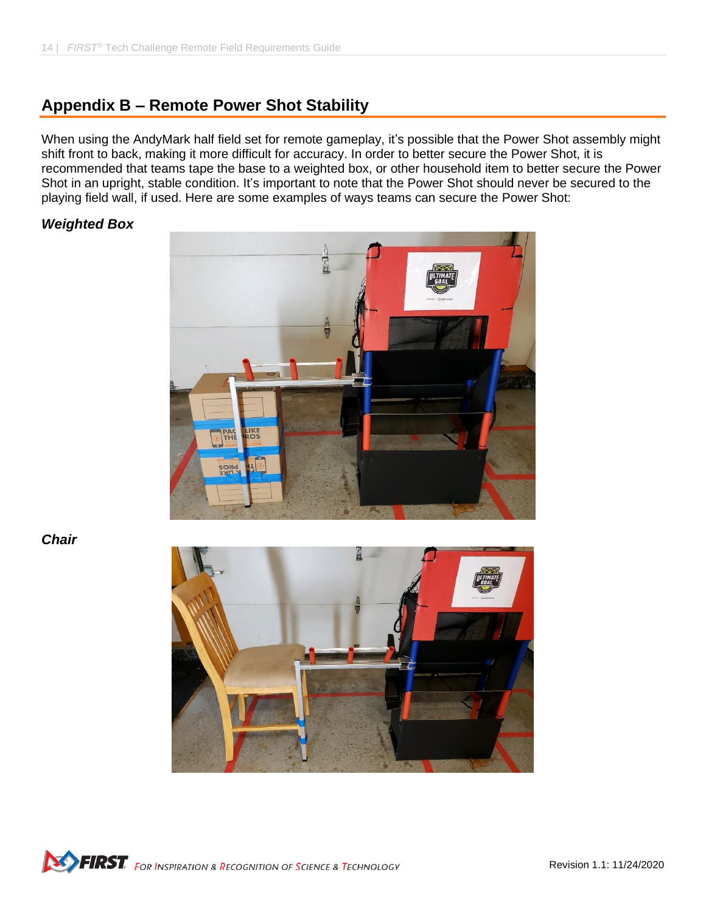## Appendix B – Remote Power Shot Stability

When using the AndyMark half field set for remote gameplay, it's possible that the Power Shot assembly might shift front to back, making it more difficult for accuracy. In order to better secure the Power Shot, it is recommended that teams tape the base to a weighted box, or other household item to better secure the Power Shot in an upright, stable condition. It's important to note that the Power Shot should never be secured to the playing field wall, if used. Here are some examples of ways teams can secure the Power Shot:

### *Weighted Box*

### *Chair*